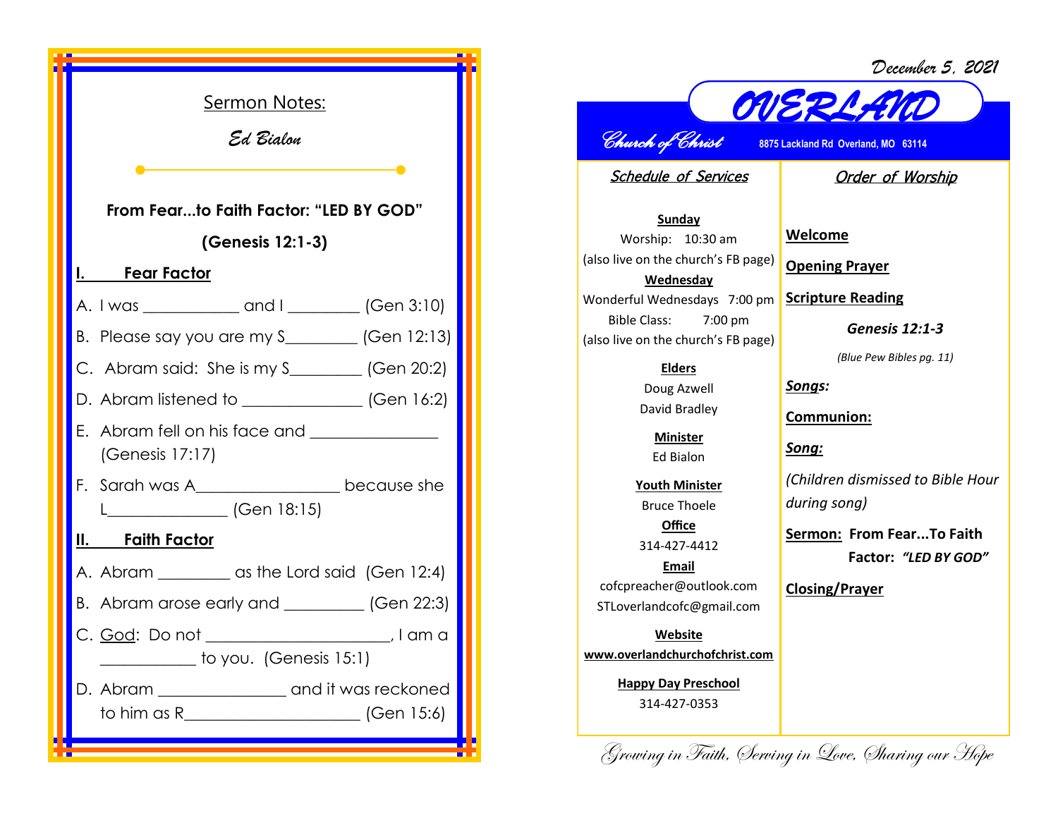## Sermon Notes:

*Ed Bialon*

**From Fear...to Faith Factor: "LED BY GOD"**

**(Genesis 12:1-3)**

### I. Fear Factor

A. I was ___________ and I _________ (Gen 3:10)

B. Please say you are my S_________ (Gen 12:13)

C. Abram said: She is my S_________ (Gen 20:2)

D. Abram listened to ______________ (Gen 16:2)

E. Abram fell on his face and _______________ (Genesis 17:17)

F. Sarah was A_________________ because she L______________ (Gen 18:15)

### II. Faith Factor

A. Abram _________ as the Lord said (Gen 12:4)

B. Abram arose early and __________ (Gen 22:3)

C. God: Do not ______________________, I am a ___________ to you. (Genesis 15:1)

D. Abram _______________ and it was reckoned to him as R_____________________ (Gen 15:6)

*December 5, 2021*

# OVERLAND

*Church of Christ* 8875 Lackland Rd Overland, MO 63114

## Schedule of Services

**Sunday**
Worship: 10:30 am
(also live on the church's FB page)

**Wednesday**
Wonderful Wednesdays 7:00 pm
Bible Class: 7:00 pm
(also live on the church's FB page)

**Elders**
Doug Azwell
David Bradley

**Minister**
Ed Bialon

**Youth Minister**
Bruce Thoele

**Office**
314-427-4412

**Email**
cofcpreacher@outlook.com
STLoverlandcofc@gmail.com

**Website**
www.overlandchurchofchrist.com

**Happy Day Preschool**
314-427-0353

## Order of Worship

**Welcome**

**Opening Prayer**

**Scripture Reading**

***Genesis 12:1-3***

*(Blue Pew Bibles pg. 11)*

***Songs:***

**Communion:**

***Song:***

*(Children dismissed to Bible Hour during song)*

**Sermon: From Fear...To Faith Factor: *"LED BY GOD"***

**Closing/Prayer**

*Growing in Faith, Serving in Love, Sharing our Hope*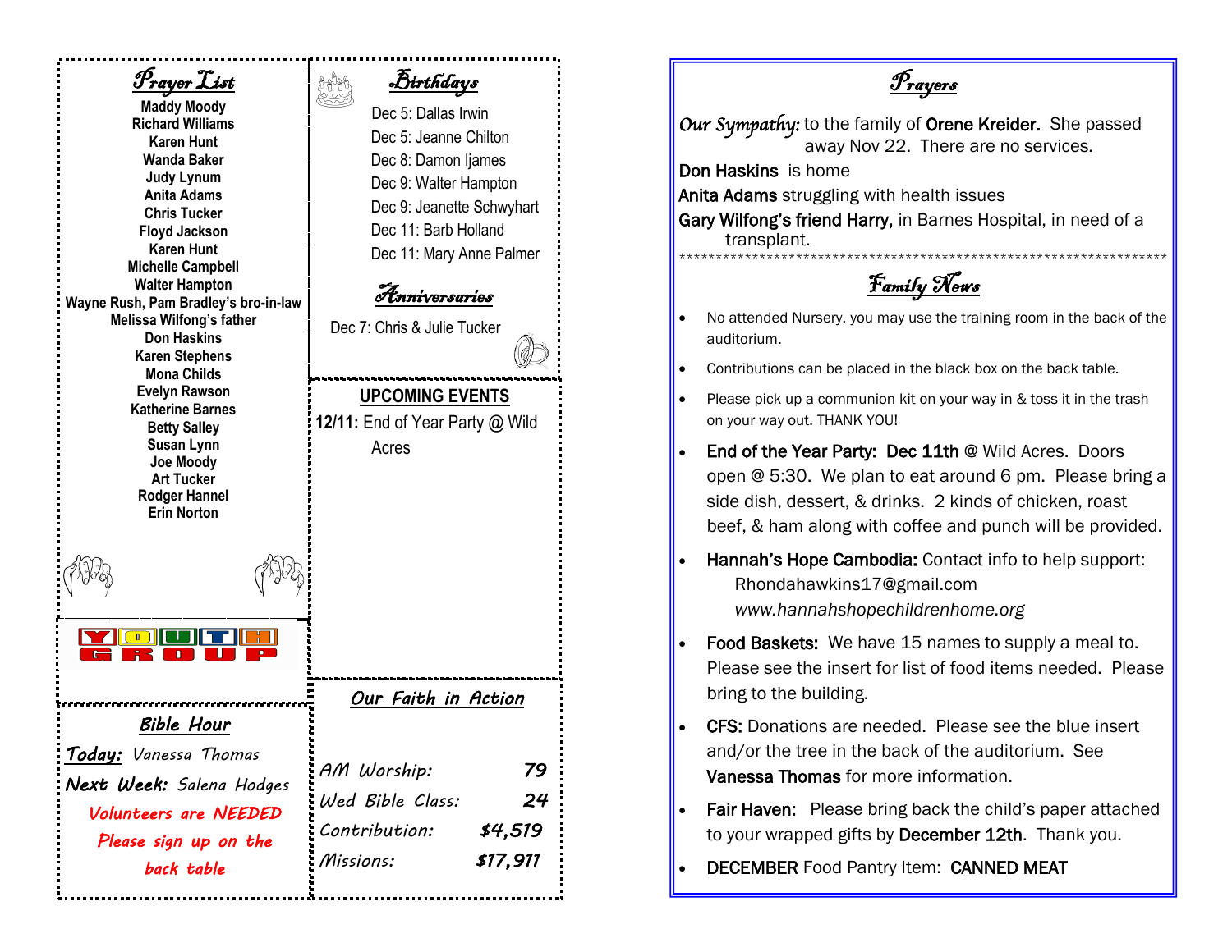## Prayer List

**Maddy Moody**
**Richard Williams**
**Karen Hunt**
**Wanda Baker**
**Judy Lynum**
**Anita Adams**
**Chris Tucker**
**Floyd Jackson**
**Karen Hunt**
**Michelle Campbell**
**Walter Hampton**
**Wayne Rush, Pam Bradley's bro-in-law**
**Melissa Wilfong's father**
**Don Haskins**
**Karen Stephens**
**Mona Childs**
**Evelyn Rawson**
**Katherine Barnes**
**Betty Salley**
**Susan Lynn**
**Joe Moody**
**Art Tucker**
**Rodger Hannel**
**Erin Norton**

## YOUTH GROUP

## Bible Hour

***Today:*** *Vanessa Thomas*

***Next Week:*** *Salena Hodges*

***Volunteers are NEEDED***
***Please sign up on the back table***

## Birthdays

Dec 5: Dallas Irwin
Dec 5: Jeanne Chilton
Dec 8: Damon Ijames
Dec 9: Walter Hampton
Dec 9: Jeanette Schwyhart
Dec 11: Barb Holland
Dec 11: Mary Anne Palmer

## Anniversaries

Dec 7: Chris & Julie Tucker

## UPCOMING EVENTS

**12/11:** End of Year Party @ Wild Acres

## Our Faith in Action

| | |
|---|---|
| *AM Worship:* | *79* |
| *Wed Bible Class:* | *24* |
| *Contribution:* | *$4,519* |
| *Missions:* | *$17,911* |

## Prayers

*Our Sympathy:* to the family of Orene Kreider. She passed away Nov 22. There are no services.

Don Haskins is home

Anita Adams struggling with health issues

Gary Wilfong's friend Harry, in Barnes Hospital, in need of a transplant.

******************************************************************

## Family News

- No attended Nursery, you may use the training room in the back of the auditorium.
- Contributions can be placed in the black box on the back table.
- Please pick up a communion kit on your way in & toss it in the trash on your way out. THANK YOU!
- End of the Year Party: Dec 11th @ Wild Acres. Doors open @ 5:30. We plan to eat around 6 pm. Please bring a side dish, dessert, & drinks. 2 kinds of chicken, roast beef, & ham along with coffee and punch will be provided.
- Hannah's Hope Cambodia: Contact info to help support:
  Rhondahawkins17@gmail.com
  *www.hannahshopechildrenhome.org*
- Food Baskets: We have 15 names to supply a meal to. Please see the insert for list of food items needed. Please bring to the building.
- CFS: Donations are needed. Please see the blue insert and/or the tree in the back of the auditorium. See Vanessa Thomas for more information.
- Fair Haven: Please bring back the child's paper attached to your wrapped gifts by December 12th. Thank you.
- DECEMBER Food Pantry Item: CANNED MEAT